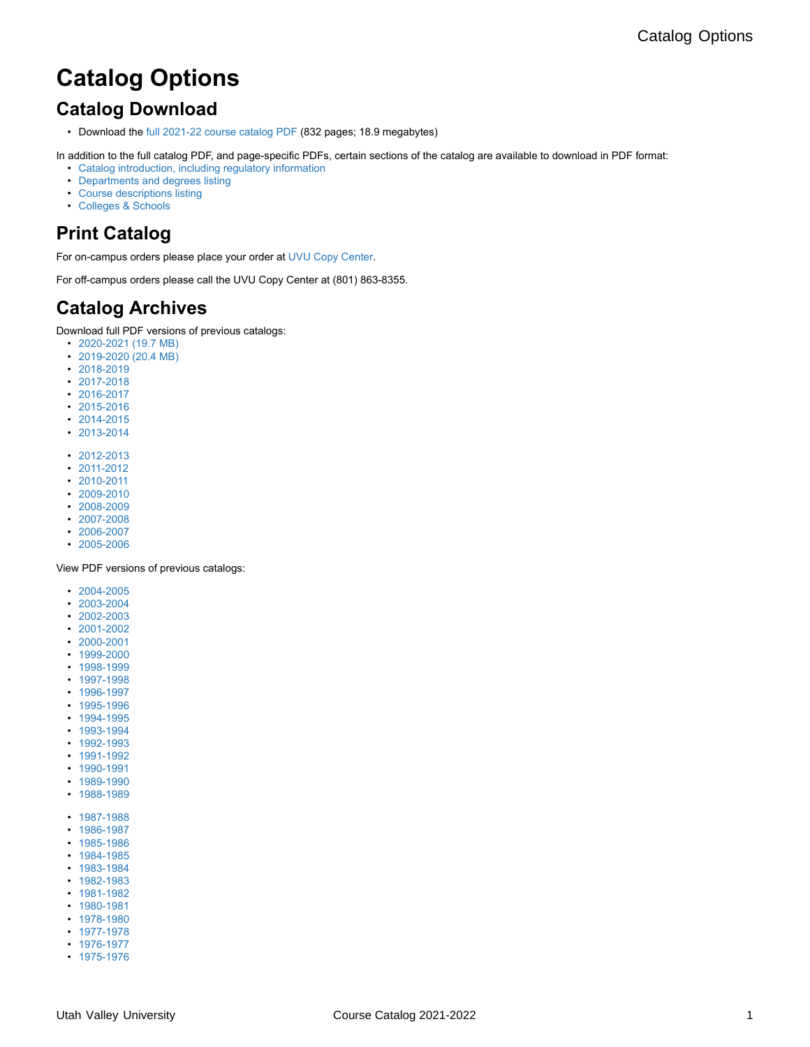# Catalog Options

## Catalog Download

- Download the full 2021-22 course catalog PDF (832 pages; 18.9 megabytes)

In addition to the full catalog PDF, and page-specific PDFs, certain sections of the catalog are available to download in PDF format:

- Catalog introduction, including regulatory information
- Departments and degrees listing
- Course descriptions listing
- Colleges & Schools

## Print Catalog

For on-campus orders please place your order at UVU Copy Center.

For off-campus orders please call the UVU Copy Center at (801) 863-8355.

## Catalog Archives

Download full PDF versions of previous catalogs:

- 2020-2021 (19.7 MB)
- 2019-2020 (20.4 MB)
- 2018-2019
- 2017-2018
- 2016-2017
- 2015-2016
- 2014-2015
- 2013-2014

- 2012-2013
- 2011-2012
- 2010-2011
- 2009-2010
- 2008-2009
- 2007-2008
- 2006-2007
- 2005-2006

View PDF versions of previous catalogs:

- 2004-2005
- 2003-2004
- 2002-2003
- 2001-2002
- 2000-2001
- 1999-2000
- 1998-1999
- 1997-1998
- 1996-1997
- 1995-1996
- 1994-1995
- 1993-1994
- 1992-1993
- 1991-1992
- 1990-1991
- 1989-1990
- 1988-1989

- 1987-1988
- 1986-1987
- 1985-1986
- 1984-1985
- 1983-1984
- 1982-1983
- 1981-1982
- 1980-1981
- 1978-1980
- 1977-1978
- 1976-1977
- 1975-1976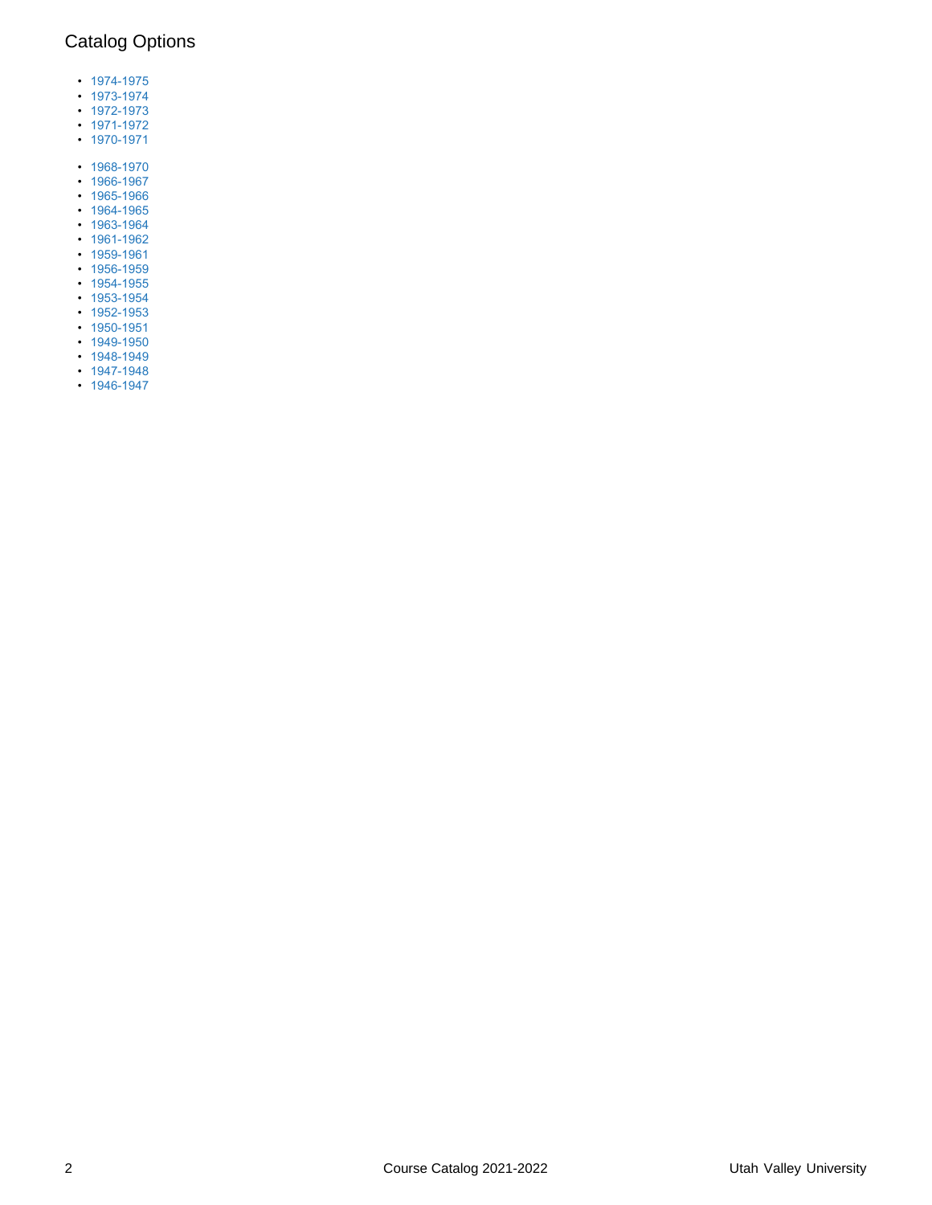## Catalog Options

- 1974-1975
- 1973-1974
- 1972-1973
- 1971-1972
- 1970-1971

- 1968-1970
- 1966-1967
- 1965-1966
- 1964-1965
- 1963-1964
- 1961-1962
- 1959-1961
- 1956-1959
- 1954-1955
- 1953-1954
- 1952-1953
- 1950-1951
- 1949-1950
- 1948-1949
- 1947-1948
- 1946-1947